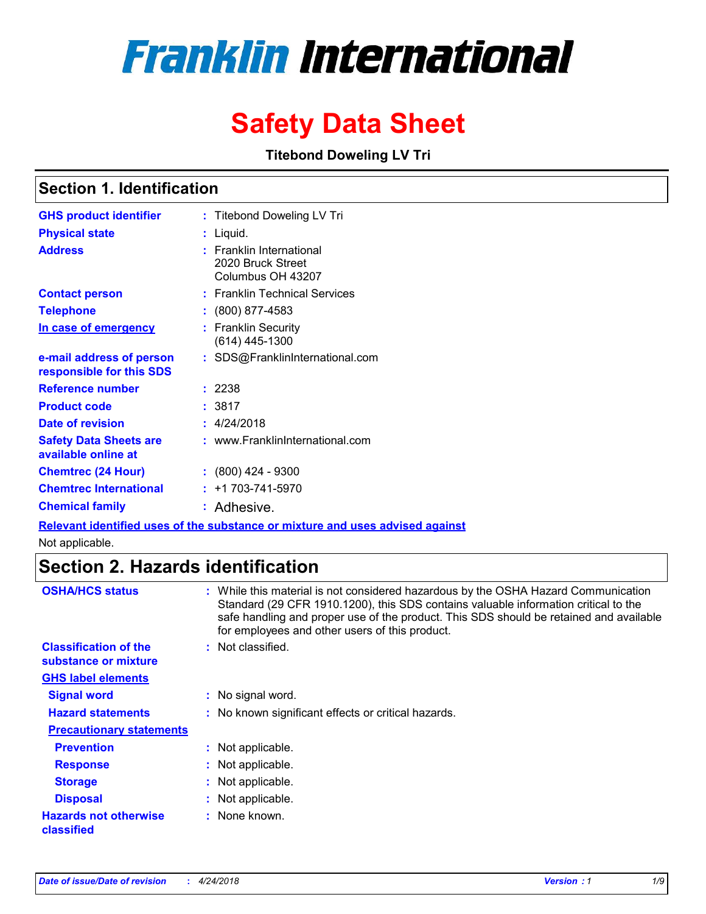# Franklin International

# Safety Data Sheet

**Titebond Doweling LV Tri**

## Section 1. Identification

**GHS product identifier** : Titebond Doweling LV Tri

**Physical state** : Liquid.

**Address** : Franklin International
2020 Bruck Street
Columbus OH 43207

**Contact person** : Franklin Technical Services

**Telephone** : (800) 877-4583

**In case of emergency** : Franklin Security
(614) 445-1300

**e-mail address of person responsible for this SDS** : SDS@FranklinInternational.com

**Reference number** : 2238

**Product code** : 3817

**Date of revision** : 4/24/2018

**Safety Data Sheets are available online at** : www.FranklinInternational.com

**Chemtrec (24 Hour)** : (800) 424 - 9300

**Chemtrec International** : +1 703-741-5970

**Chemical family** : Adhesive.

**Relevant identified uses of the substance or mixture and uses advised against**

Not applicable.

## Section 2. Hazards identification

**OSHA/HCS status** : While this material is not considered hazardous by the OSHA Hazard Communication Standard (29 CFR 1910.1200), this SDS contains valuable information critical to the safe handling and proper use of the product. This SDS should be retained and available for employees and other users of this product.

**Classification of the substance or mixture** : Not classified.

**GHS label elements**

**Signal word** : No signal word.

**Hazard statements** : No known significant effects or critical hazards.

**Precautionary statements**

**Prevention** : Not applicable.

**Response** : Not applicable.

**Storage** : Not applicable.

**Disposal** : Not applicable.

**Hazards not otherwise classified** : None known.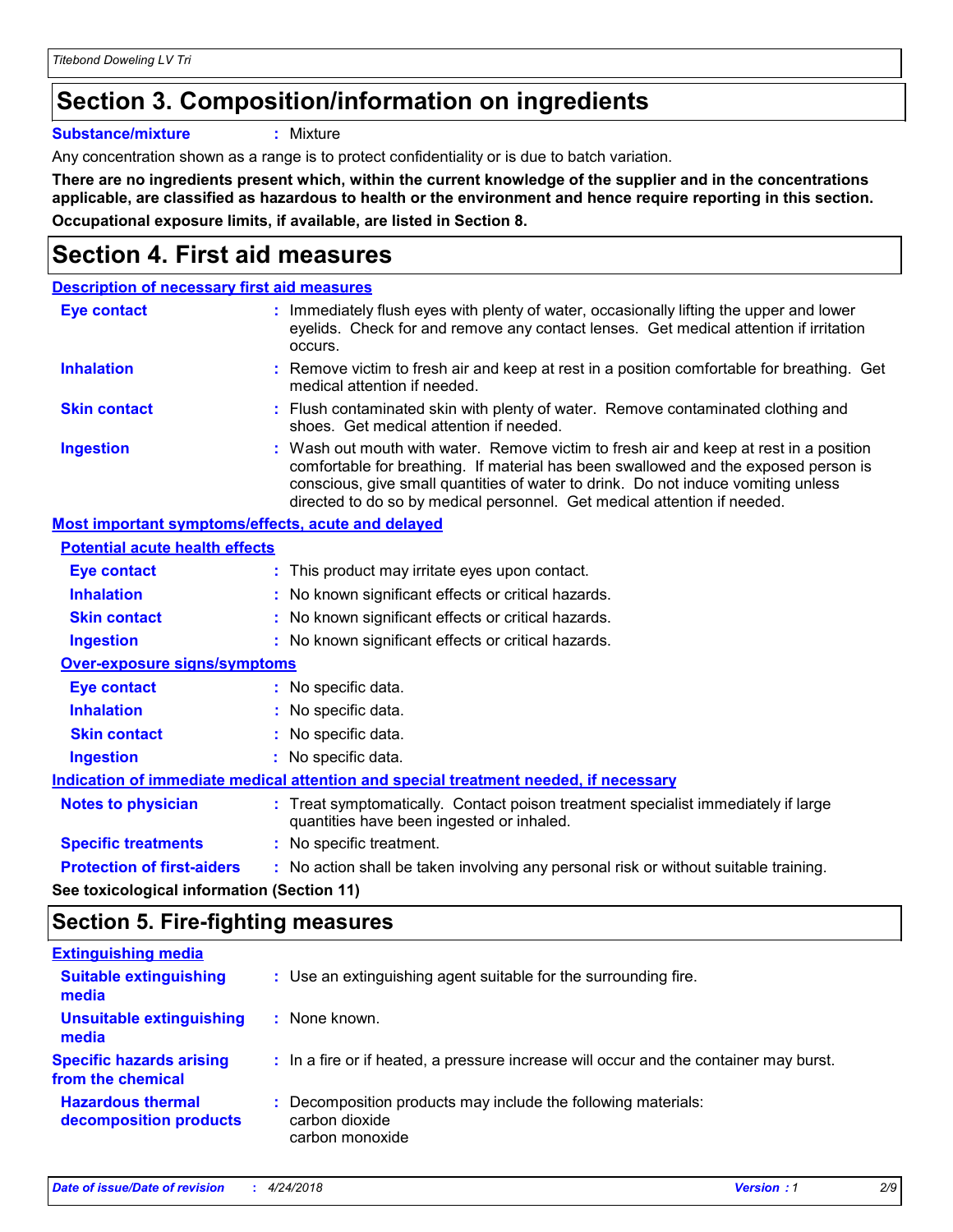## Section 3. Composition/information on ingredients

**Substance/mixture** : Mixture

Any concentration shown as a range is to protect confidentiality or is due to batch variation.

**There are no ingredients present which, within the current knowledge of the supplier and in the concentrations applicable, are classified as hazardous to health or the environment and hence require reporting in this section.**

**Occupational exposure limits, if available, are listed in Section 8.**

## Section 4. First aid measures

### Description of necessary first aid measures

**Eye contact** : Immediately flush eyes with plenty of water, occasionally lifting the upper and lower eyelids. Check for and remove any contact lenses. Get medical attention if irritation occurs.

**Inhalation** : Remove victim to fresh air and keep at rest in a position comfortable for breathing. Get medical attention if needed.

**Skin contact** : Flush contaminated skin with plenty of water. Remove contaminated clothing and shoes. Get medical attention if needed.

**Ingestion** : Wash out mouth with water. Remove victim to fresh air and keep at rest in a position comfortable for breathing. If material has been swallowed and the exposed person is conscious, give small quantities of water to drink. Do not induce vomiting unless directed to do so by medical personnel. Get medical attention if needed.

### Most important symptoms/effects, acute and delayed

#### Potential acute health effects

**Eye contact** : This product may irritate eyes upon contact.

**Inhalation** : No known significant effects or critical hazards.

**Skin contact** : No known significant effects or critical hazards.

**Ingestion** : No known significant effects or critical hazards.

#### Over-exposure signs/symptoms

**Eye contact** : No specific data.

**Inhalation** : No specific data.

**Skin contact** : No specific data.

**Ingestion** : No specific data.

### Indication of immediate medical attention and special treatment needed, if necessary

**Notes to physician** : Treat symptomatically. Contact poison treatment specialist immediately if large quantities have been ingested or inhaled.

**Specific treatments** : No specific treatment.

**Protection of first-aiders** : No action shall be taken involving any personal risk or without suitable training.

**See toxicological information (Section 11)**

## Section 5. Fire-fighting measures

### Extinguishing media

**Suitable extinguishing media** : Use an extinguishing agent suitable for the surrounding fire.

**Unsuitable extinguishing media** : None known.

**Specific hazards arising from the chemical** : In a fire or if heated, a pressure increase will occur and the container may burst.

**Hazardous thermal decomposition products** : Decomposition products may include the following materials:
carbon dioxide
carbon monoxide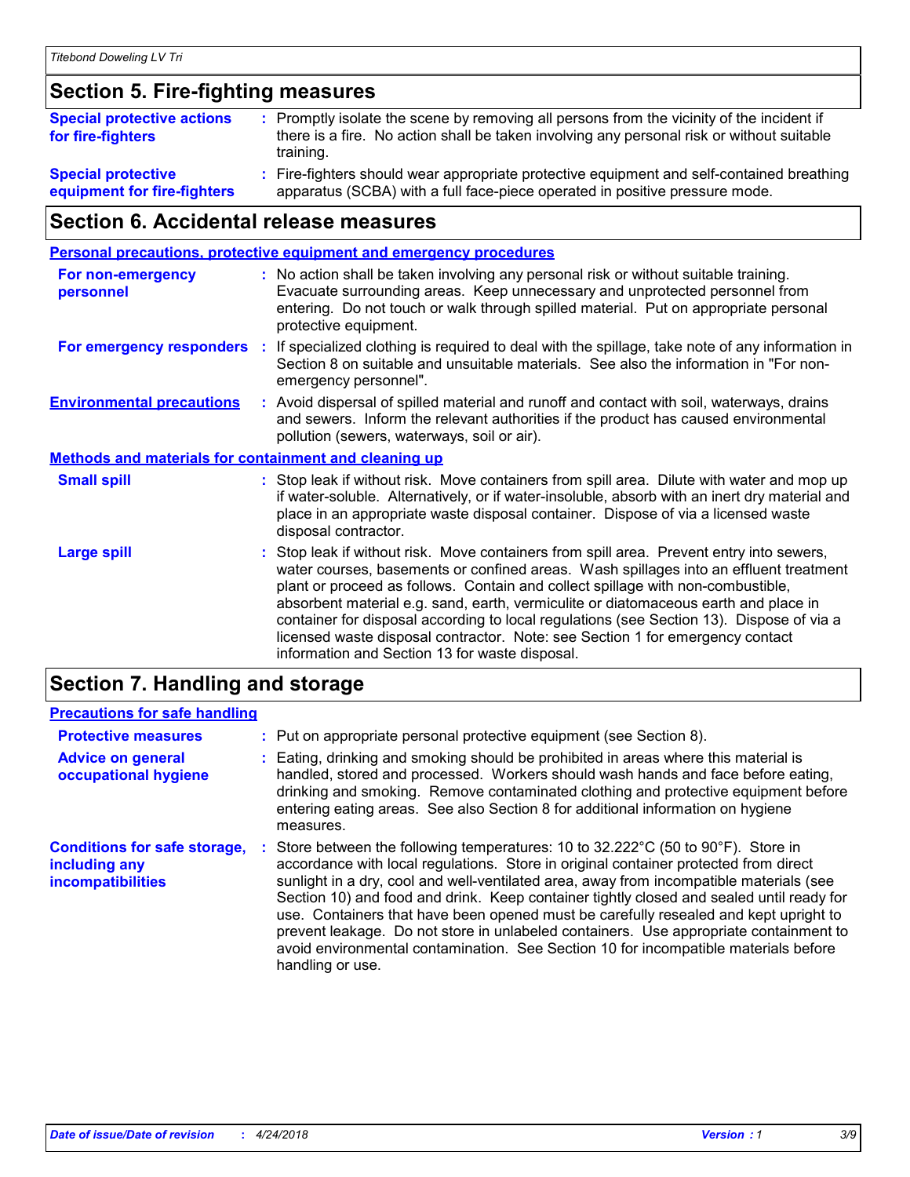## Section 5. Fire-fighting measures

**Special protective actions for fire-fighters** : Promptly isolate the scene by removing all persons from the vicinity of the incident if there is a fire. No action shall be taken involving any personal risk or without suitable training.

**Special protective equipment for fire-fighters** : Fire-fighters should wear appropriate protective equipment and self-contained breathing apparatus (SCBA) with a full face-piece operated in positive pressure mode.

## Section 6. Accidental release measures

### Personal precautions, protective equipment and emergency procedures

**For non-emergency personnel** : No action shall be taken involving any personal risk or without suitable training. Evacuate surrounding areas. Keep unnecessary and unprotected personnel from entering. Do not touch or walk through spilled material. Put on appropriate personal protective equipment.

**For emergency responders** : If specialized clothing is required to deal with the spillage, take note of any information in Section 8 on suitable and unsuitable materials. See also the information in "For non-emergency personnel".

**Environmental precautions** : Avoid dispersal of spilled material and runoff and contact with soil, waterways, drains and sewers. Inform the relevant authorities if the product has caused environmental pollution (sewers, waterways, soil or air).

### Methods and materials for containment and cleaning up

**Small spill** : Stop leak if without risk. Move containers from spill area. Dilute with water and mop up if water-soluble. Alternatively, or if water-insoluble, absorb with an inert dry material and place in an appropriate waste disposal container. Dispose of via a licensed waste disposal contractor.

**Large spill** : Stop leak if without risk. Move containers from spill area. Prevent entry into sewers, water courses, basements or confined areas. Wash spillages into an effluent treatment plant or proceed as follows. Contain and collect spillage with non-combustible, absorbent material e.g. sand, earth, vermiculite or diatomaceous earth and place in container for disposal according to local regulations (see Section 13). Dispose of via a licensed waste disposal contractor. Note: see Section 1 for emergency contact information and Section 13 for waste disposal.

## Section 7. Handling and storage

### Precautions for safe handling

**Protective measures** : Put on appropriate personal protective equipment (see Section 8).

**Advice on general occupational hygiene** : Eating, drinking and smoking should be prohibited in areas where this material is handled, stored and processed. Workers should wash hands and face before eating, drinking and smoking. Remove contaminated clothing and protective equipment before entering eating areas. See also Section 8 for additional information on hygiene measures.

**Conditions for safe storage, including any incompatibilities** : Store between the following temperatures: 10 to 32.222°C (50 to 90°F). Store in accordance with local regulations. Store in original container protected from direct sunlight in a dry, cool and well-ventilated area, away from incompatible materials (see Section 10) and food and drink. Keep container tightly closed and sealed until ready for use. Containers that have been opened must be carefully resealed and kept upright to prevent leakage. Do not store in unlabeled containers. Use appropriate containment to avoid environmental contamination. See Section 10 for incompatible materials before handling or use.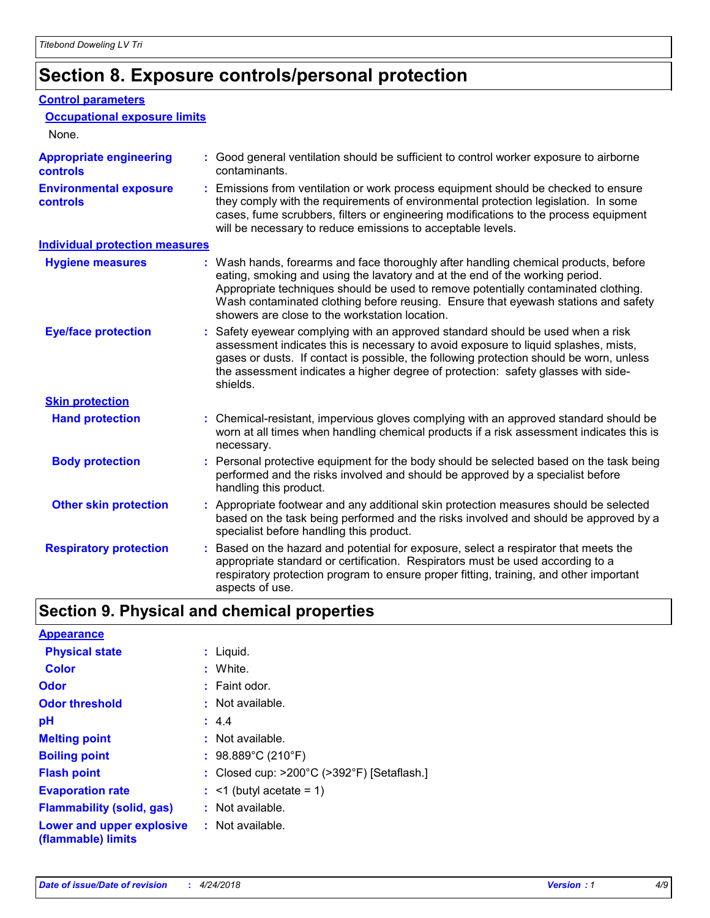# Section 8. Exposure controls/personal protection

## Control parameters

### Occupational exposure limits

None.

**Appropriate engineering controls** : Good general ventilation should be sufficient to control worker exposure to airborne contaminants.

**Environmental exposure controls** : Emissions from ventilation or work process equipment should be checked to ensure they comply with the requirements of environmental protection legislation. In some cases, fume scrubbers, filters or engineering modifications to the process equipment will be necessary to reduce emissions to acceptable levels.

## Individual protection measures

**Hygiene measures** : Wash hands, forearms and face thoroughly after handling chemical products, before eating, smoking and using the lavatory and at the end of the working period. Appropriate techniques should be used to remove potentially contaminated clothing. Wash contaminated clothing before reusing. Ensure that eyewash stations and safety showers are close to the workstation location.

**Eye/face protection** : Safety eyewear complying with an approved standard should be used when a risk assessment indicates this is necessary to avoid exposure to liquid splashes, mists, gases or dusts. If contact is possible, the following protection should be worn, unless the assessment indicates a higher degree of protection: safety glasses with side-shields.

### Skin protection

**Hand protection** : Chemical-resistant, impervious gloves complying with an approved standard should be worn at all times when handling chemical products if a risk assessment indicates this is necessary.

**Body protection** : Personal protective equipment for the body should be selected based on the task being performed and the risks involved and should be approved by a specialist before handling this product.

**Other skin protection** : Appropriate footwear and any additional skin protection measures should be selected based on the task being performed and the risks involved and should be approved by a specialist before handling this product.

**Respiratory protection** : Based on the hazard and potential for exposure, select a respirator that meets the appropriate standard or certification. Respirators must be used according to a respiratory protection program to ensure proper fitting, training, and other important aspects of use.

# Section 9. Physical and chemical properties

## Appearance

**Physical state** : Liquid.

**Color** : White.

**Odor** : Faint odor.

**Odor threshold** : Not available.

**pH** : 4.4

**Melting point** : Not available.

**Boiling point** : 98.889°C (210°F)

**Flash point** : Closed cup: >200°C (>392°F) [Setaflash.]

**Evaporation rate** : <1 (butyl acetate = 1)

**Flammability (solid, gas)** : Not available.

**Lower and upper explosive (flammable) limits** : Not available.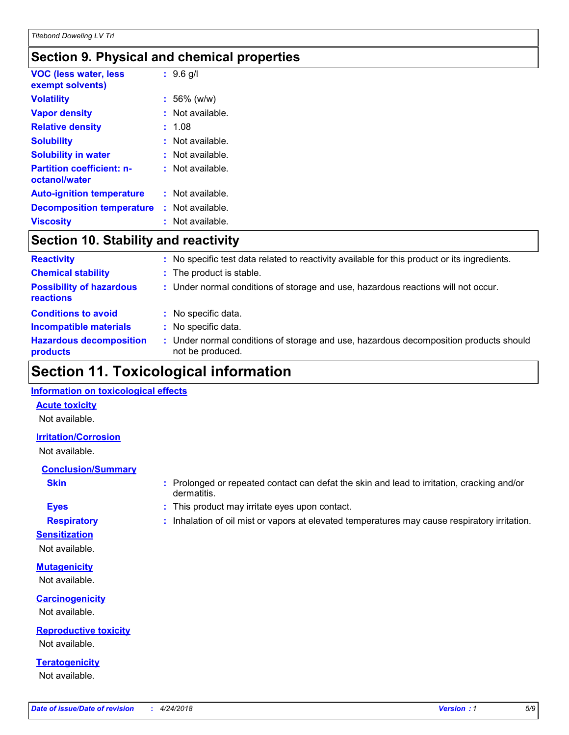## Section 9. Physical and chemical properties

| | |
|---|---|
| **VOC (less water, less exempt solvents)** | : 9.6 g/l |
| **Volatility** | : 56% (w/w) |
| **Vapor density** | : Not available. |
| **Relative density** | : 1.08 |
| **Solubility** | : Not available. |
| **Solubility in water** | : Not available. |
| **Partition coefficient: n-octanol/water** | : Not available. |
| **Auto-ignition temperature** | : Not available. |
| **Decomposition temperature** | : Not available. |
| **Viscosity** | : Not available. |

## Section 10. Stability and reactivity

| | |
|---|---|
| **Reactivity** | : No specific test data related to reactivity available for this product or its ingredients. |
| **Chemical stability** | : The product is stable. |
| **Possibility of hazardous reactions** | : Under normal conditions of storage and use, hazardous reactions will not occur. |
| **Conditions to avoid** | : No specific data. |
| **Incompatible materials** | : No specific data. |
| **Hazardous decomposition products** | : Under normal conditions of storage and use, hazardous decomposition products should not be produced. |

## Section 11. Toxicological information

**Information on toxicological effects**

**Acute toxicity**

Not available.

**Irritation/Corrosion**

Not available.

**Conclusion/Summary**

| | |
|---|---|
| **Skin** | : Prolonged or repeated contact can defat the skin and lead to irritation, cracking and/or dermatitis. |
| **Eyes** | : This product may irritate eyes upon contact. |
| **Respiratory** | : Inhalation of oil mist or vapors at elevated temperatures may cause respiratory irritation. |

**Sensitization**

Not available.

**Mutagenicity**

Not available.

**Carcinogenicity**

Not available.

**Reproductive toxicity**

Not available.

**Teratogenicity**

Not available.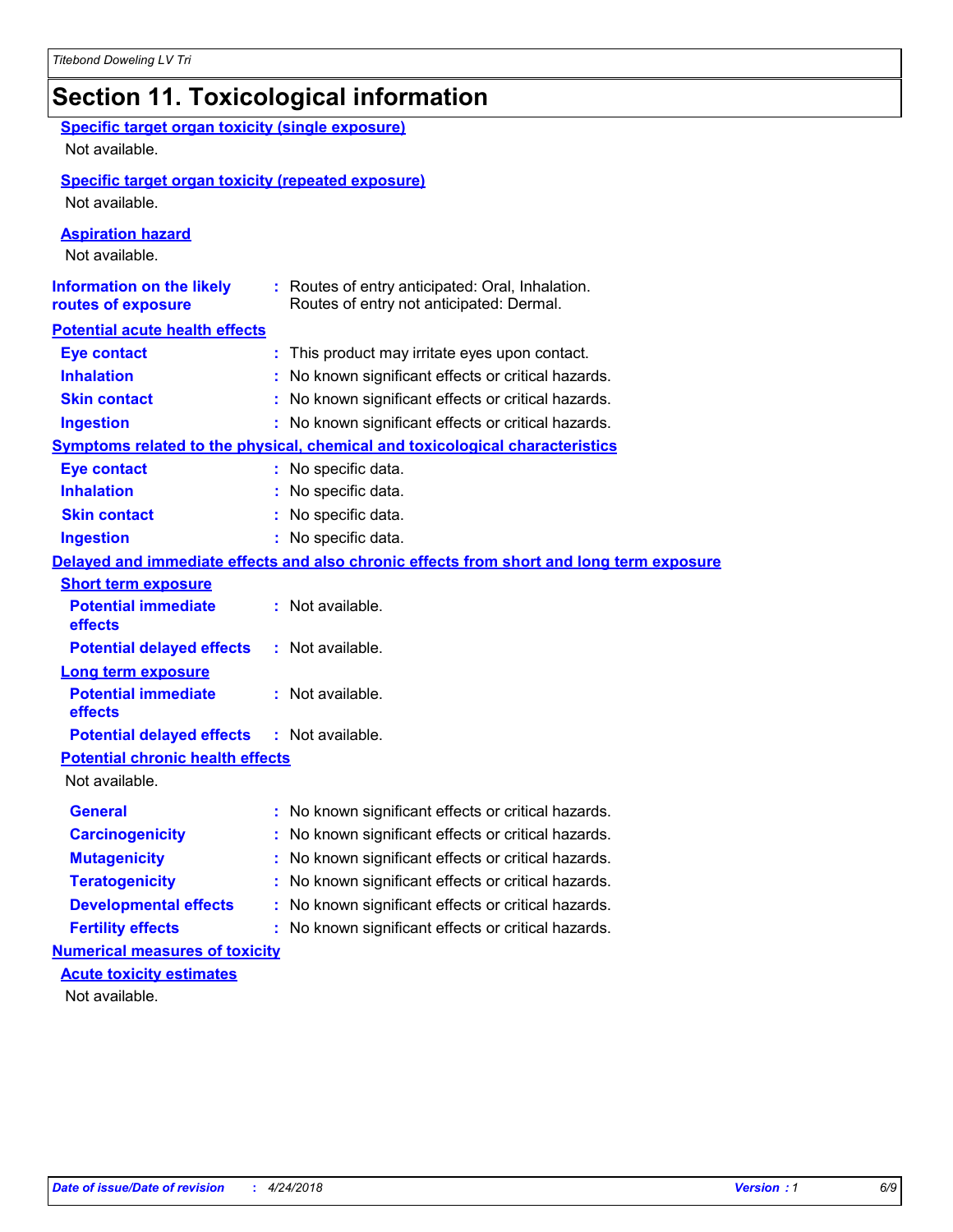## Section 11. Toxicological information

**Specific target organ toxicity (single exposure)**

Not available.

**Specific target organ toxicity (repeated exposure)**

Not available.

**Aspiration hazard**

Not available.

**Information on the likely routes of exposure** : Routes of entry anticipated: Oral, Inhalation. Routes of entry not anticipated: Dermal.

**Potential acute health effects**

| | |
|---|---|
| **Eye contact** | : This product may irritate eyes upon contact. |
| **Inhalation** | : No known significant effects or critical hazards. |
| **Skin contact** | : No known significant effects or critical hazards. |
| **Ingestion** | : No known significant effects or critical hazards. |

**Symptoms related to the physical, chemical and toxicological characteristics**

| | |
|---|---|
| **Eye contact** | : No specific data. |
| **Inhalation** | : No specific data. |
| **Skin contact** | : No specific data. |
| **Ingestion** | : No specific data. |

**Delayed and immediate effects and also chronic effects from short and long term exposure**

**Short term exposure**

| | |
|---|---|
| **Potential immediate effects** | : Not available. |
| **Potential delayed effects** | : Not available. |

**Long term exposure**

| | |
|---|---|
| **Potential immediate effects** | : Not available. |
| **Potential delayed effects** | : Not available. |

**Potential chronic health effects**

Not available.

| | |
|---|---|
| **General** | : No known significant effects or critical hazards. |
| **Carcinogenicity** | : No known significant effects or critical hazards. |
| **Mutagenicity** | : No known significant effects or critical hazards. |
| **Teratogenicity** | : No known significant effects or critical hazards. |
| **Developmental effects** | : No known significant effects or critical hazards. |
| **Fertility effects** | : No known significant effects or critical hazards. |

**Numerical measures of toxicity**

**Acute toxicity estimates**

Not available.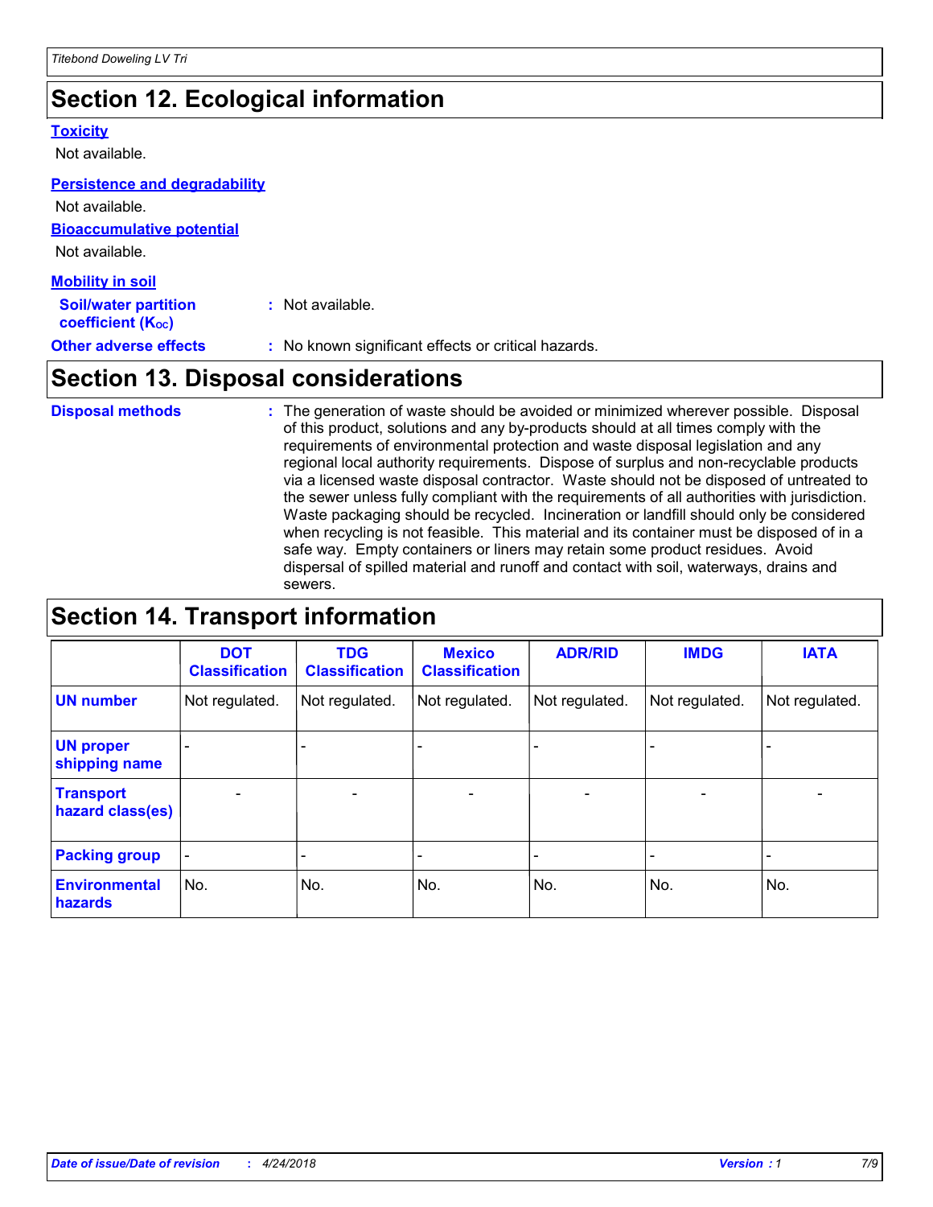## Section 12. Ecological information

**Toxicity**

Not available.

**Persistence and degradability**

Not available.

**Bioaccumulative potential**

Not available.

**Mobility in soil**

**Soil/water partition coefficient ($K_{OC}$)** : Not available.

**Other adverse effects** : No known significant effects or critical hazards.

## Section 13. Disposal considerations

**Disposal methods** : The generation of waste should be avoided or minimized wherever possible. Disposal of this product, solutions and any by-products should at all times comply with the requirements of environmental protection and waste disposal legislation and any regional local authority requirements. Dispose of surplus and non-recyclable products via a licensed waste disposal contractor. Waste should not be disposed of untreated to the sewer unless fully compliant with the requirements of all authorities with jurisdiction. Waste packaging should be recycled. Incineration or landfill should only be considered when recycling is not feasible. This material and its container must be disposed of in a safe way. Empty containers or liners may retain some product residues. Avoid dispersal of spilled material and runoff and contact with soil, waterways, drains and sewers.

## Section 14. Transport information

| | DOT Classification | TDG Classification | Mexico Classification | ADR/RID | IMDG | IATA |
|---|---|---|---|---|---|---|
| **UN number** | Not regulated. | Not regulated. | Not regulated. | Not regulated. | Not regulated. | Not regulated. |
| **UN proper shipping name** | - | - | - | - | - | - |
| **Transport hazard class(es)** | - | - | - | - | - | - |
| **Packing group** | - | - | - | - | - | - |
| **Environmental hazards** | No. | No. | No. | No. | No. | No. |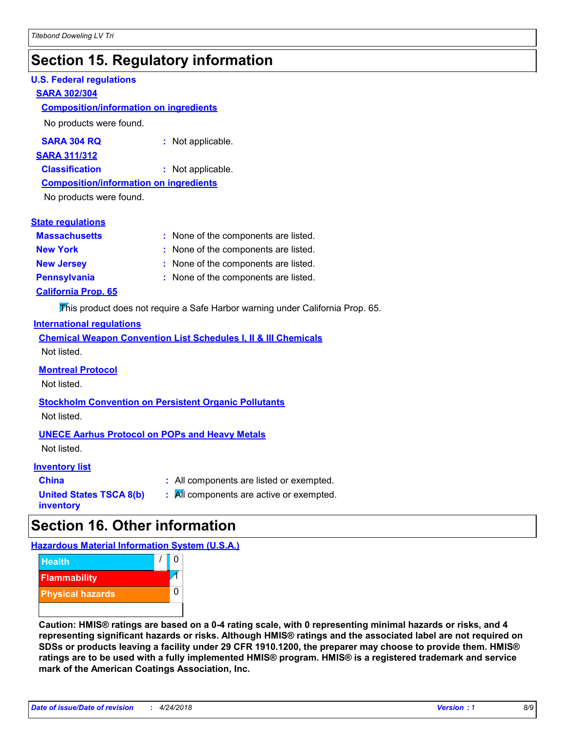# Section 15. Regulatory information

**U.S. Federal regulations**

**SARA 302/304**

**Composition/information on ingredients**

No products were found.

**SARA 304 RQ** : Not applicable.

**SARA 311/312**

**Classification** : Not applicable.

**Composition/information on ingredients**

No products were found.

**State regulations**

**Massachusetts** : None of the components are listed.

**New York** : None of the components are listed.

**New Jersey** : None of the components are listed.

**Pennsylvania** : None of the components are listed.

**California Prop. 65**

This product does not require a Safe Harbor warning under California Prop. 65.

**International regulations**

**Chemical Weapon Convention List Schedules I, II & III Chemicals**

Not listed.

**Montreal Protocol**

Not listed.

**Stockholm Convention on Persistent Organic Pollutants**

Not listed.

**UNECE Aarhus Protocol on POPs and Heavy Metals**

Not listed.

**Inventory list**

**China** : All components are listed or exempted.

**United States TSCA 8(b) inventory** : All components are active or exempted.

# Section 16. Other information

**Hazardous Material Information System (U.S.A.)**

| | | |
|---|---|---|
| Health | / | 0 |
| Flammability | | 1 |
| Physical hazards | | 0 |

**Caution: HMIS® ratings are based on a 0-4 rating scale, with 0 representing minimal hazards or risks, and 4 representing significant hazards or risks. Although HMIS® ratings and the associated label are not required on SDSs or products leaving a facility under 29 CFR 1910.1200, the preparer may choose to provide them. HMIS® ratings are to be used with a fully implemented HMIS® program. HMIS® is a registered trademark and service mark of the American Coatings Association, Inc.**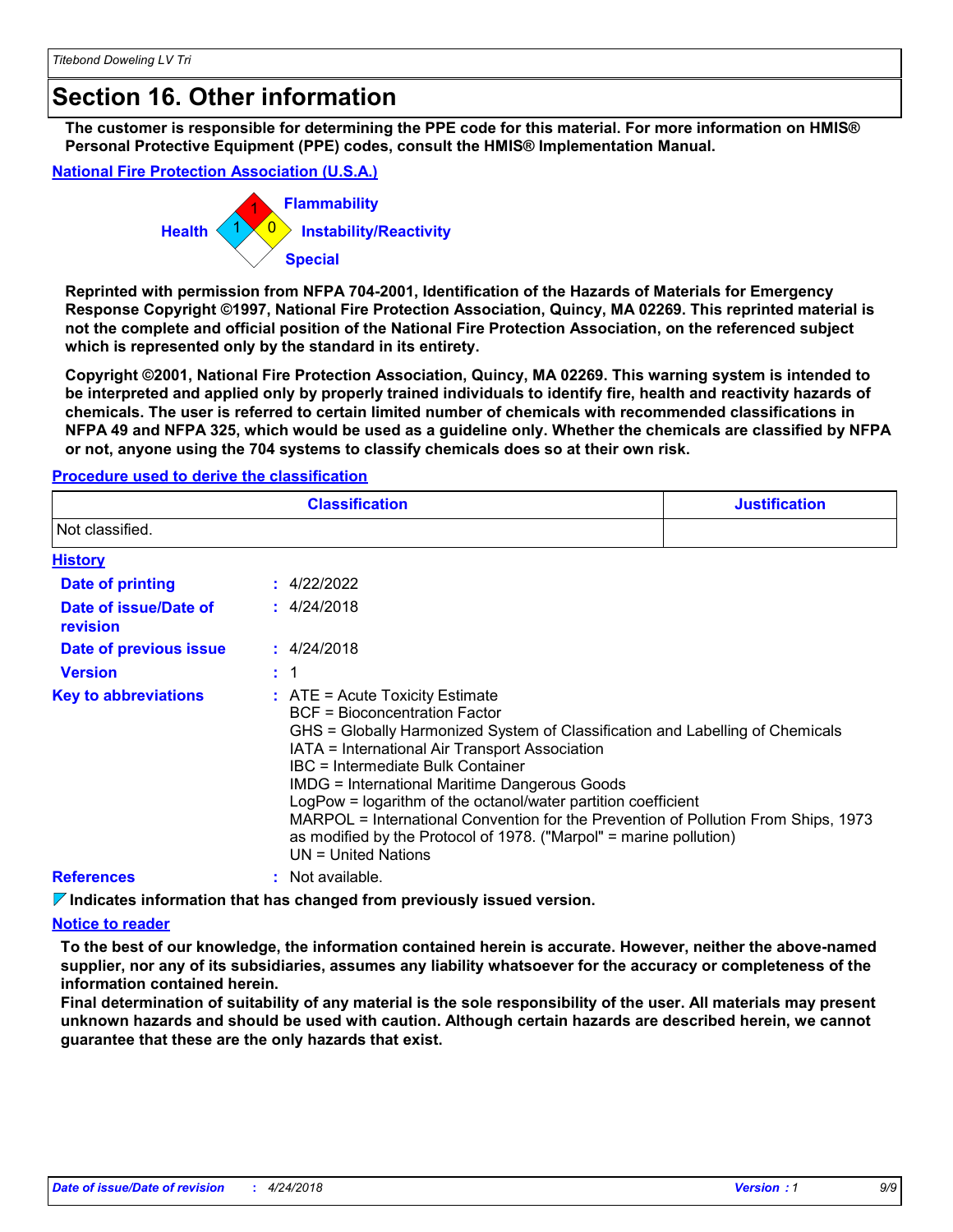# Section 16. Other information

**The customer is responsible for determining the PPE code for this material. For more information on HMIS® Personal Protective Equipment (PPE) codes, consult the HMIS® Implementation Manual.**

**National Fire Protection Association (U.S.A.)**

Flammability 1
Health 1
Instability/Reactivity 0
Special

**Reprinted with permission from NFPA 704-2001, Identification of the Hazards of Materials for Emergency Response Copyright ©1997, National Fire Protection Association, Quincy, MA 02269. This reprinted material is not the complete and official position of the National Fire Protection Association, on the referenced subject which is represented only by the standard in its entirety.**

**Copyright ©2001, National Fire Protection Association, Quincy, MA 02269. This warning system is intended to be interpreted and applied only by properly trained individuals to identify fire, health and reactivity hazards of chemicals. The user is referred to certain limited number of chemicals with recommended classifications in NFPA 49 and NFPA 325, which would be used as a guideline only. Whether the chemicals are classified by NFPA or not, anyone using the 704 systems to classify chemicals does so at their own risk.**

**Procedure used to derive the classification**

| Classification | Justification |
|---|---|
| Not classified. | |

**History**

**Date of printing** : 4/22/2022

**Date of issue/Date of revision** : 4/24/2018

**Date of previous issue** : 4/24/2018

**Version** : 1

**Key to abbreviations** : ATE = Acute Toxicity Estimate
BCF = Bioconcentration Factor
GHS = Globally Harmonized System of Classification and Labelling of Chemicals
IATA = International Air Transport Association
IBC = Intermediate Bulk Container
IMDG = International Maritime Dangerous Goods
LogPow = logarithm of the octanol/water partition coefficient
MARPOL = International Convention for the Prevention of Pollution From Ships, 1973 as modified by the Protocol of 1978. ("Marpol" = marine pollution)
UN = United Nations

**References** : Not available.

**Indicates information that has changed from previously issued version.**

**Notice to reader**

**To the best of our knowledge, the information contained herein is accurate. However, neither the above-named supplier, nor any of its subsidiaries, assumes any liability whatsoever for the accuracy or completeness of the information contained herein.**

**Final determination of suitability of any material is the sole responsibility of the user. All materials may present unknown hazards and should be used with caution. Although certain hazards are described herein, we cannot guarantee that these are the only hazards that exist.**